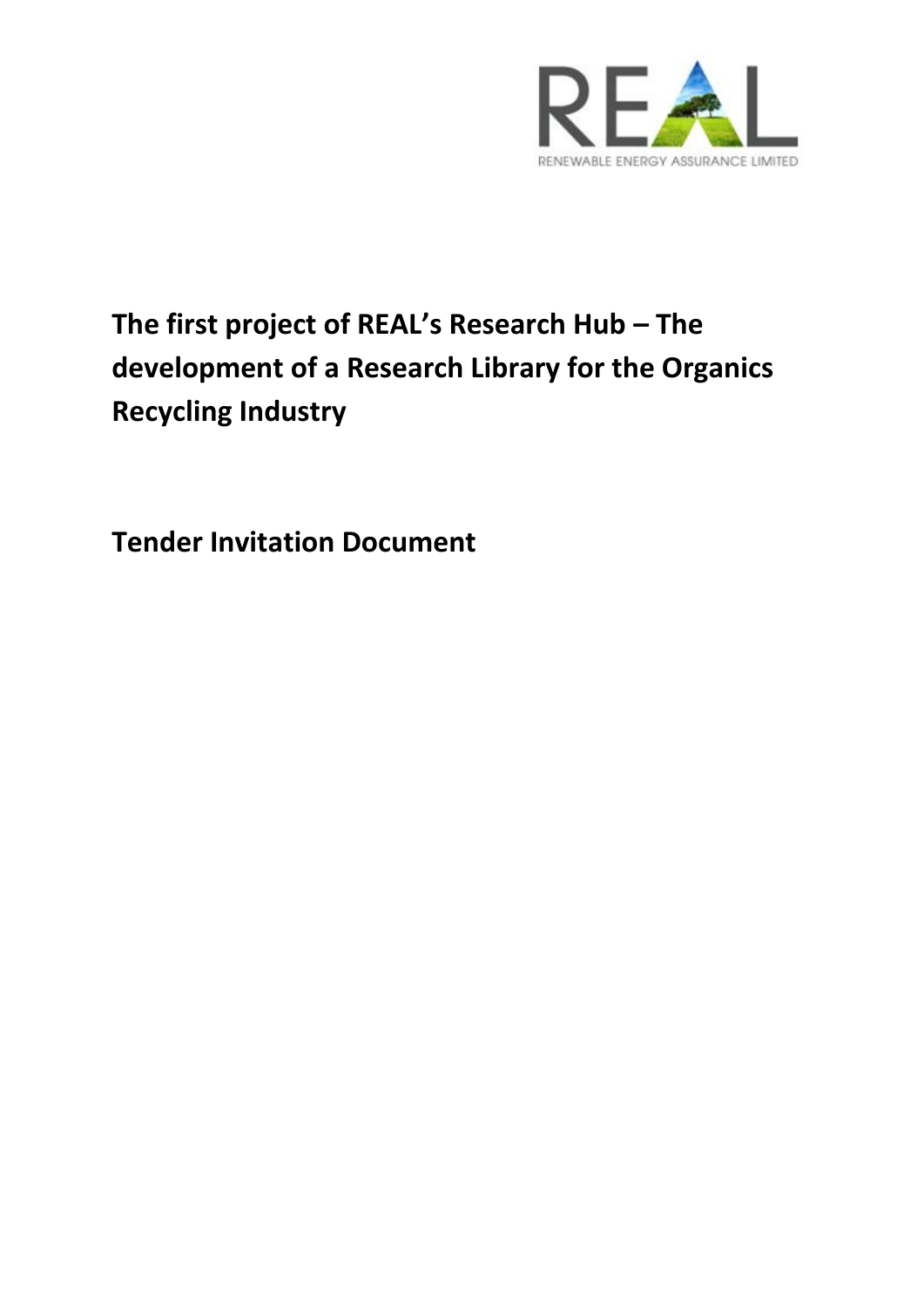REAL

RENEWABLE ENERGY ASSURANCE LIMITED

# The first project of REAL's Research Hub – The development of a Research Library for the Organics Recycling Industry

# Tender Invitation Document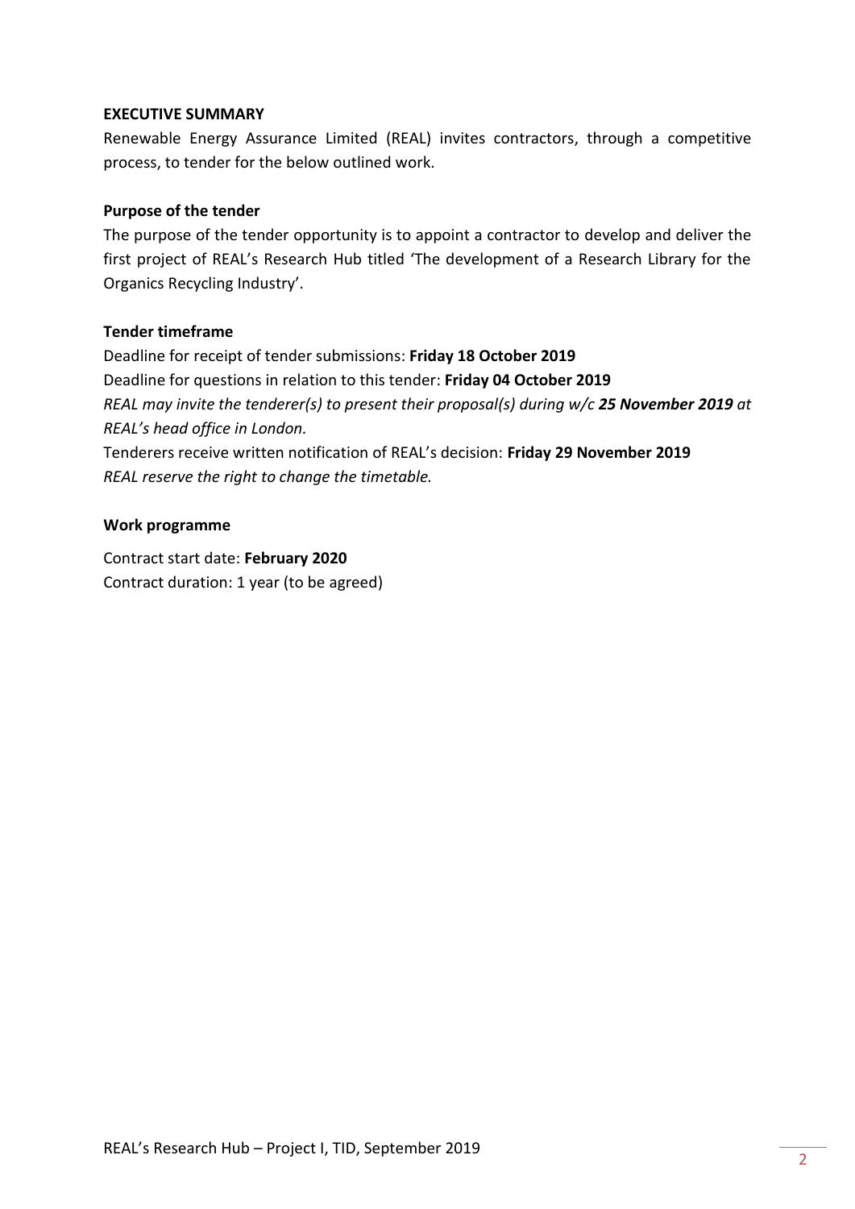**EXECUTIVE SUMMARY**

Renewable Energy Assurance Limited (REAL) invites contractors, through a competitive process, to tender for the below outlined work.

**Purpose of the tender**

The purpose of the tender opportunity is to appoint a contractor to develop and deliver the first project of REAL's Research Hub titled 'The development of a Research Library for the Organics Recycling Industry'.

**Tender timeframe**

Deadline for receipt of tender submissions: **Friday 18 October 2019**
Deadline for questions in relation to this tender: **Friday 04 October 2019**
*REAL may invite the tenderer(s) to present their proposal(s) during w/c **25 November 2019** at REAL's head office in London.*
Tenderers receive written notification of REAL's decision: **Friday 29 November 2019**
*REAL reserve the right to change the timetable.*

**Work programme**

Contract start date: **February 2020**
Contract duration: 1 year (to be agreed)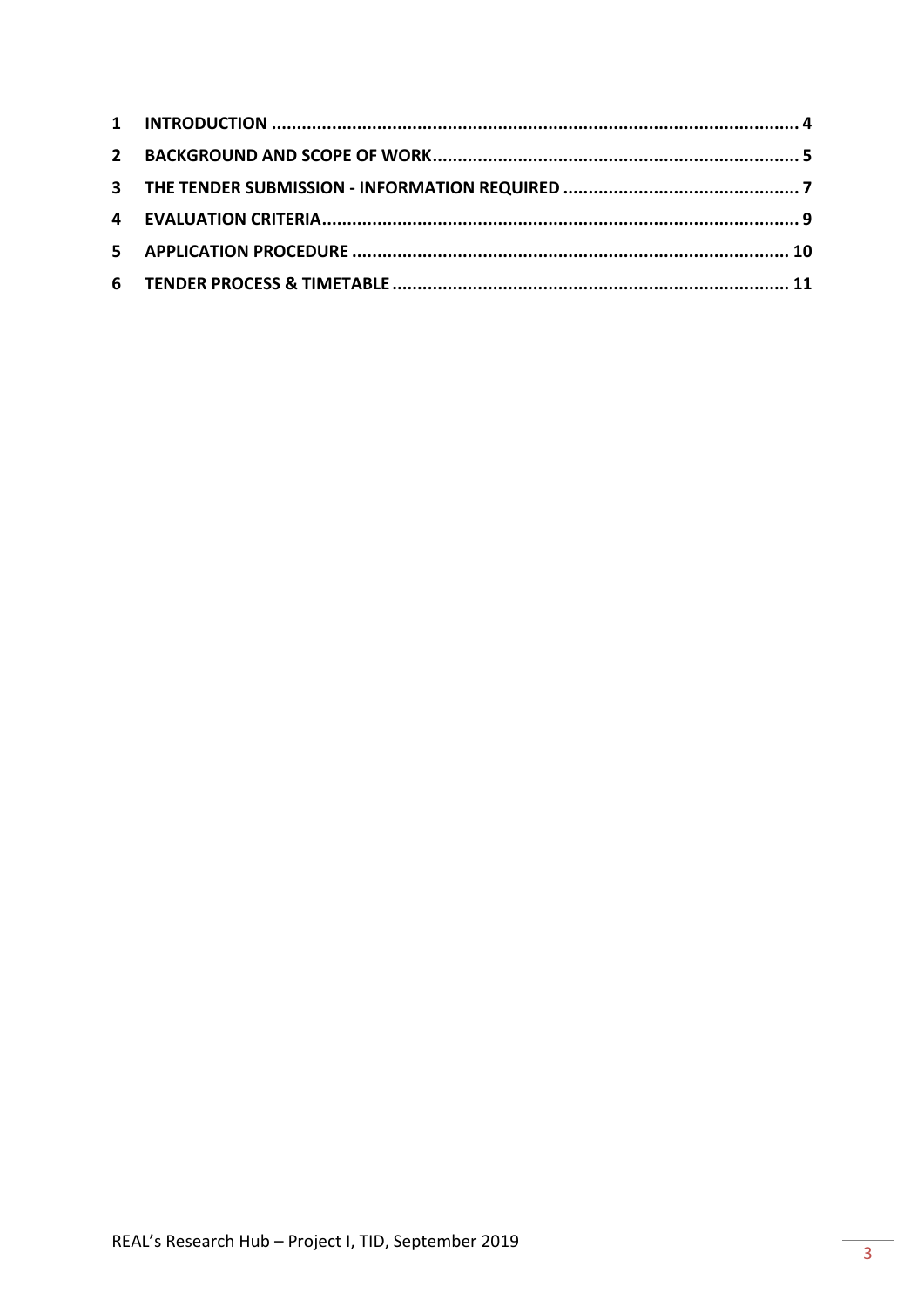1 INTRODUCTION ........................................................................................................ 4

2 BACKGROUND AND SCOPE OF WORK......................................................................... 5

3 THE TENDER SUBMISSION - INFORMATION REQUIRED ............................................... 7

4 EVALUATION CRITERIA.............................................................................................. 9

5 APPLICATION PROCEDURE ...................................................................................... 10

6 TENDER PROCESS & TIMETABLE .............................................................................. 11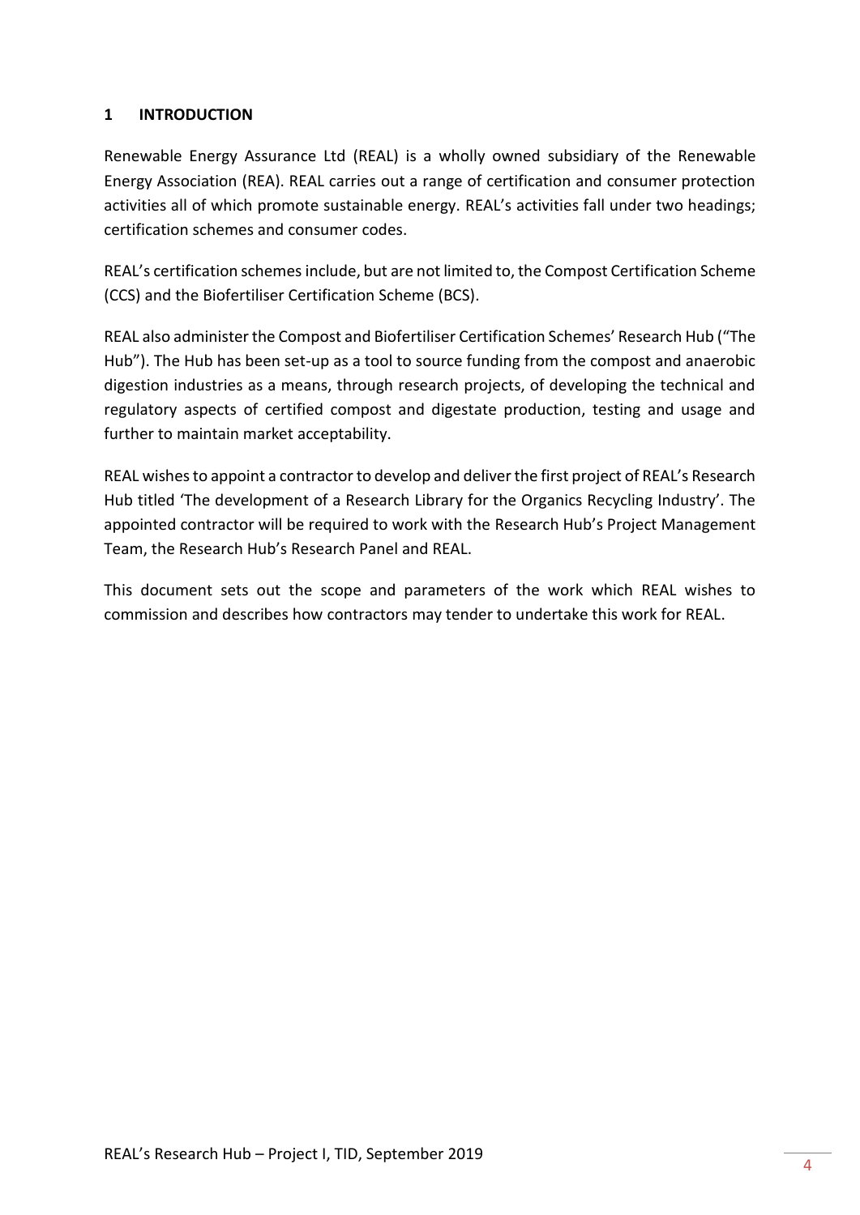# 1 INTRODUCTION

Renewable Energy Assurance Ltd (REAL) is a wholly owned subsidiary of the Renewable Energy Association (REA). REAL carries out a range of certification and consumer protection activities all of which promote sustainable energy. REAL's activities fall under two headings; certification schemes and consumer codes.

REAL's certification schemes include, but are not limited to, the Compost Certification Scheme (CCS) and the Biofertiliser Certification Scheme (BCS).

REAL also administer the Compost and Biofertiliser Certification Schemes' Research Hub ("The Hub"). The Hub has been set-up as a tool to source funding from the compost and anaerobic digestion industries as a means, through research projects, of developing the technical and regulatory aspects of certified compost and digestate production, testing and usage and further to maintain market acceptability.

REAL wishes to appoint a contractor to develop and deliver the first project of REAL's Research Hub titled 'The development of a Research Library for the Organics Recycling Industry'. The appointed contractor will be required to work with the Research Hub's Project Management Team, the Research Hub's Research Panel and REAL.

This document sets out the scope and parameters of the work which REAL wishes to commission and describes how contractors may tender to undertake this work for REAL.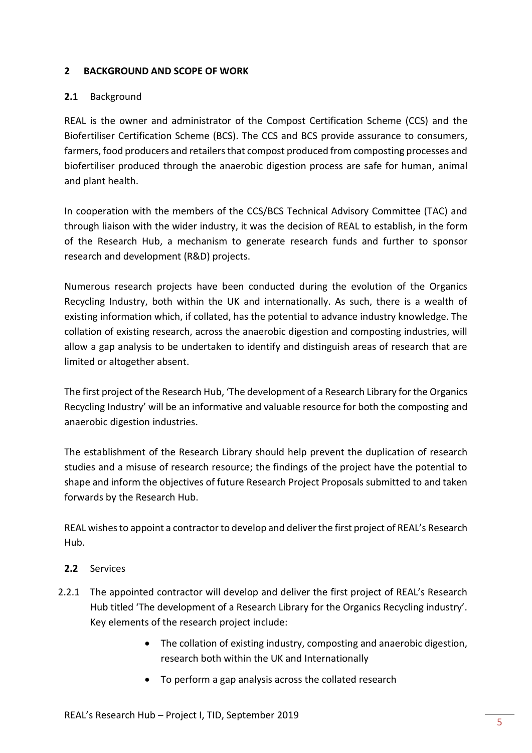## 2 BACKGROUND AND SCOPE OF WORK

### 2.1 Background

REAL is the owner and administrator of the Compost Certification Scheme (CCS) and the Biofertiliser Certification Scheme (BCS). The CCS and BCS provide assurance to consumers, farmers, food producers and retailers that compost produced from composting processes and biofertiliser produced through the anaerobic digestion process are safe for human, animal and plant health.

In cooperation with the members of the CCS/BCS Technical Advisory Committee (TAC) and through liaison with the wider industry, it was the decision of REAL to establish, in the form of the Research Hub, a mechanism to generate research funds and further to sponsor research and development (R&D) projects.

Numerous research projects have been conducted during the evolution of the Organics Recycling Industry, both within the UK and internationally. As such, there is a wealth of existing information which, if collated, has the potential to advance industry knowledge. The collation of existing research, across the anaerobic digestion and composting industries, will allow a gap analysis to be undertaken to identify and distinguish areas of research that are limited or altogether absent.

The first project of the Research Hub, 'The development of a Research Library for the Organics Recycling Industry' will be an informative and valuable resource for both the composting and anaerobic digestion industries.

The establishment of the Research Library should help prevent the duplication of research studies and a misuse of research resource; the findings of the project have the potential to shape and inform the objectives of future Research Project Proposals submitted to and taken forwards by the Research Hub.

REAL wishes to appoint a contractor to develop and deliver the first project of REAL's Research Hub.

### 2.2 Services

2.2.1 The appointed contractor will develop and deliver the first project of REAL's Research Hub titled 'The development of a Research Library for the Organics Recycling industry'. Key elements of the research project include:

- The collation of existing industry, composting and anaerobic digestion, research both within the UK and Internationally
- To perform a gap analysis across the collated research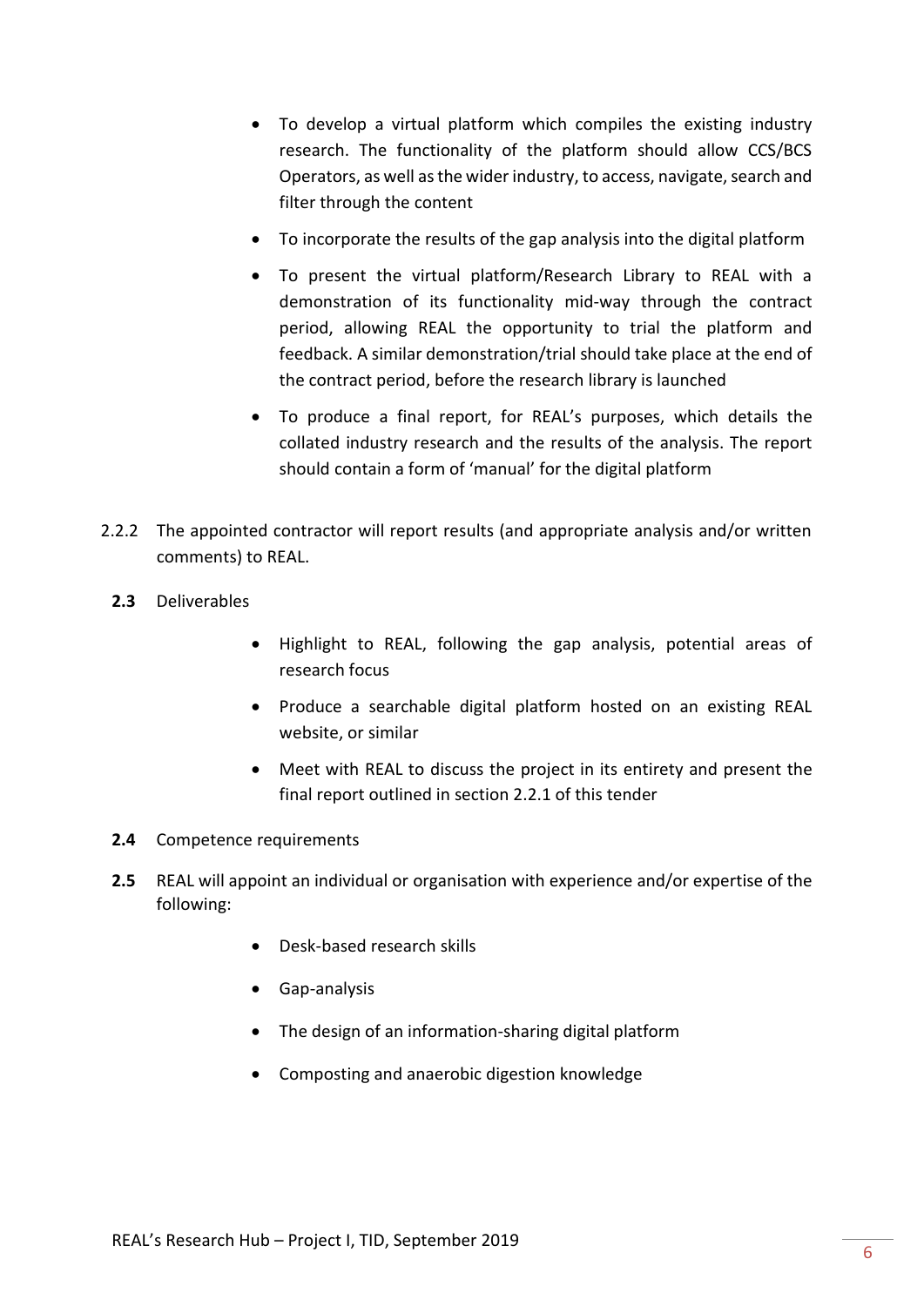- To develop a virtual platform which compiles the existing industry research. The functionality of the platform should allow CCS/BCS Operators, as well as the wider industry, to access, navigate, search and filter through the content
- To incorporate the results of the gap analysis into the digital platform
- To present the virtual platform/Research Library to REAL with a demonstration of its functionality mid-way through the contract period, allowing REAL the opportunity to trial the platform and feedback. A similar demonstration/trial should take place at the end of the contract period, before the research library is launched
- To produce a final report, for REAL's purposes, which details the collated industry research and the results of the analysis. The report should contain a form of 'manual' for the digital platform

2.2.2 The appointed contractor will report results (and appropriate analysis and/or written comments) to REAL.

**2.3** Deliverables

- Highlight to REAL, following the gap analysis, potential areas of research focus
- Produce a searchable digital platform hosted on an existing REAL website, or similar
- Meet with REAL to discuss the project in its entirety and present the final report outlined in section 2.2.1 of this tender

**2.4** Competence requirements

**2.5** REAL will appoint an individual or organisation with experience and/or expertise of the following:

- Desk-based research skills
- Gap-analysis
- The design of an information-sharing digital platform
- Composting and anaerobic digestion knowledge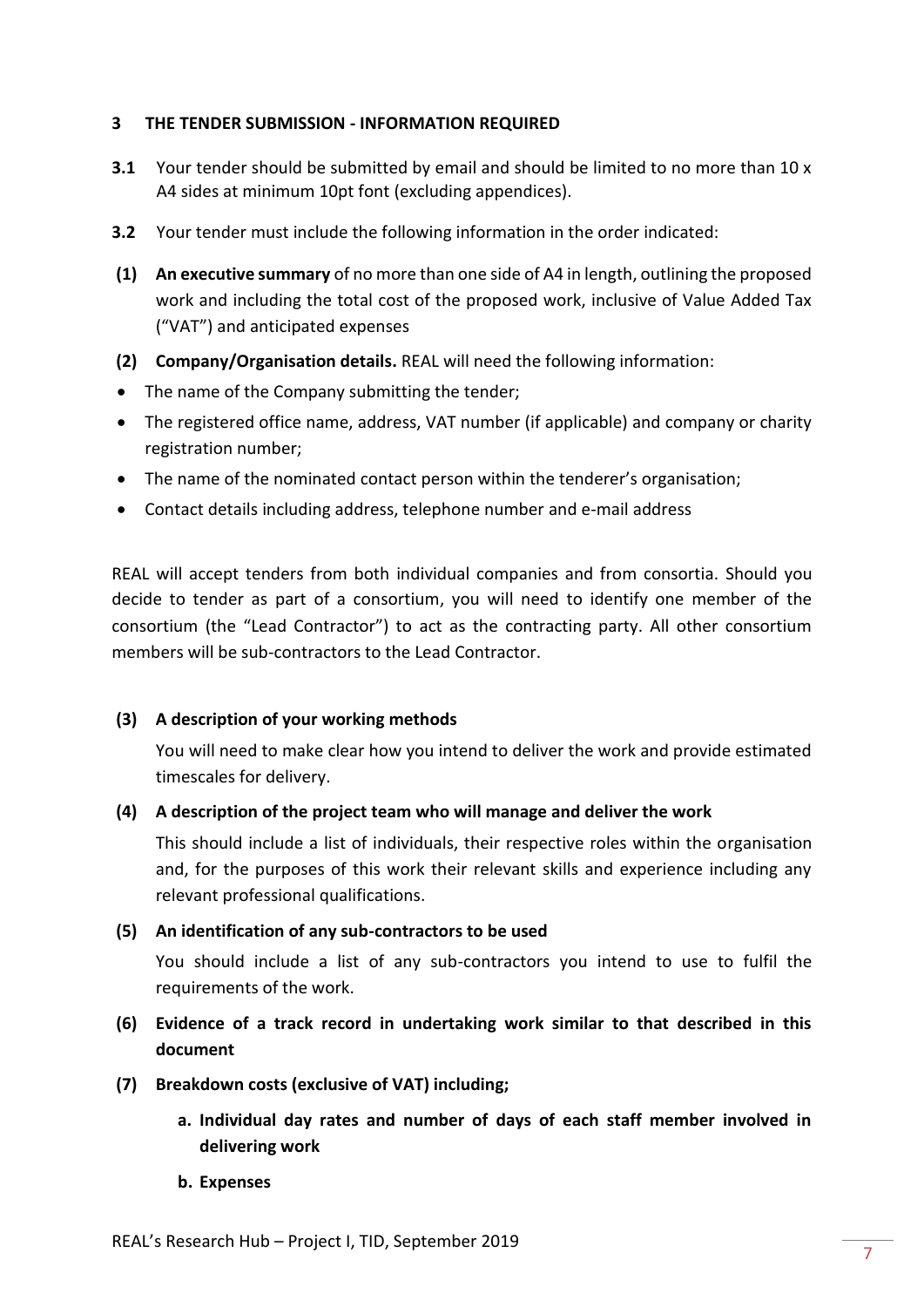## 3 THE TENDER SUBMISSION - INFORMATION REQUIRED

**3.1** Your tender should be submitted by email and should be limited to no more than 10 x A4 sides at minimum 10pt font (excluding appendices).

**3.2** Your tender must include the following information in the order indicated:

**(1) An executive summary** of no more than one side of A4 in length, outlining the proposed work and including the total cost of the proposed work, inclusive of Value Added Tax ("VAT") and anticipated expenses

**(2) Company/Organisation details.** REAL will need the following information:

- The name of the Company submitting the tender;
- The registered office name, address, VAT number (if applicable) and company or charity registration number;
- The name of the nominated contact person within the tenderer's organisation;
- Contact details including address, telephone number and e-mail address

REAL will accept tenders from both individual companies and from consortia. Should you decide to tender as part of a consortium, you will need to identify one member of the consortium (the "Lead Contractor") to act as the contracting party. All other consortium members will be sub-contractors to the Lead Contractor.

**(3) A description of your working methods**

You will need to make clear how you intend to deliver the work and provide estimated timescales for delivery.

**(4) A description of the project team who will manage and deliver the work**

This should include a list of individuals, their respective roles within the organisation and, for the purposes of this work their relevant skills and experience including any relevant professional qualifications.

**(5) An identification of any sub-contractors to be used**

You should include a list of any sub-contractors you intend to use to fulfil the requirements of the work.

**(6) Evidence of a track record in undertaking work similar to that described in this document**

**(7) Breakdown costs (exclusive of VAT) including;**

**a. Individual day rates and number of days of each staff member involved in delivering work**

**b. Expenses**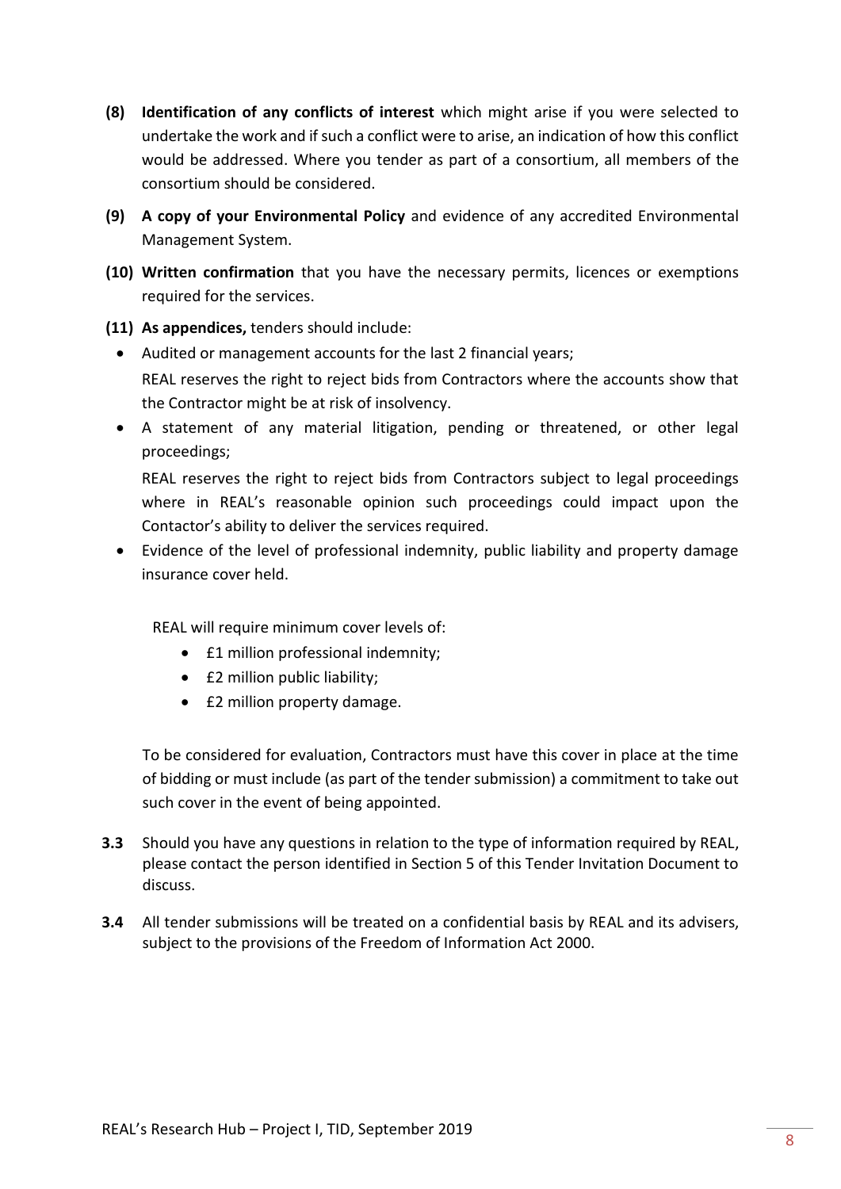**(8) Identification of any conflicts of interest** which might arise if you were selected to undertake the work and if such a conflict were to arise, an indication of how this conflict would be addressed. Where you tender as part of a consortium, all members of the consortium should be considered.

**(9) A copy of your Environmental Policy** and evidence of any accredited Environmental Management System.

**(10) Written confirmation** that you have the necessary permits, licences or exemptions required for the services.

**(11) As appendices,** tenders should include:

- Audited or management accounts for the last 2 financial years;

  REAL reserves the right to reject bids from Contractors where the accounts show that the Contractor might be at risk of insolvency.

- A statement of any material litigation, pending or threatened, or other legal proceedings;

  REAL reserves the right to reject bids from Contractors subject to legal proceedings where in REAL's reasonable opinion such proceedings could impact upon the Contactor's ability to deliver the services required.

- Evidence of the level of professional indemnity, public liability and property damage insurance cover held.

  REAL will require minimum cover levels of:

  - £1 million professional indemnity;
  - £2 million public liability;
  - £2 million property damage.

  To be considered for evaluation, Contractors must have this cover in place at the time of bidding or must include (as part of the tender submission) a commitment to take out such cover in the event of being appointed.

**3.3** Should you have any questions in relation to the type of information required by REAL, please contact the person identified in Section 5 of this Tender Invitation Document to discuss.

**3.4** All tender submissions will be treated on a confidential basis by REAL and its advisers, subject to the provisions of the Freedom of Information Act 2000.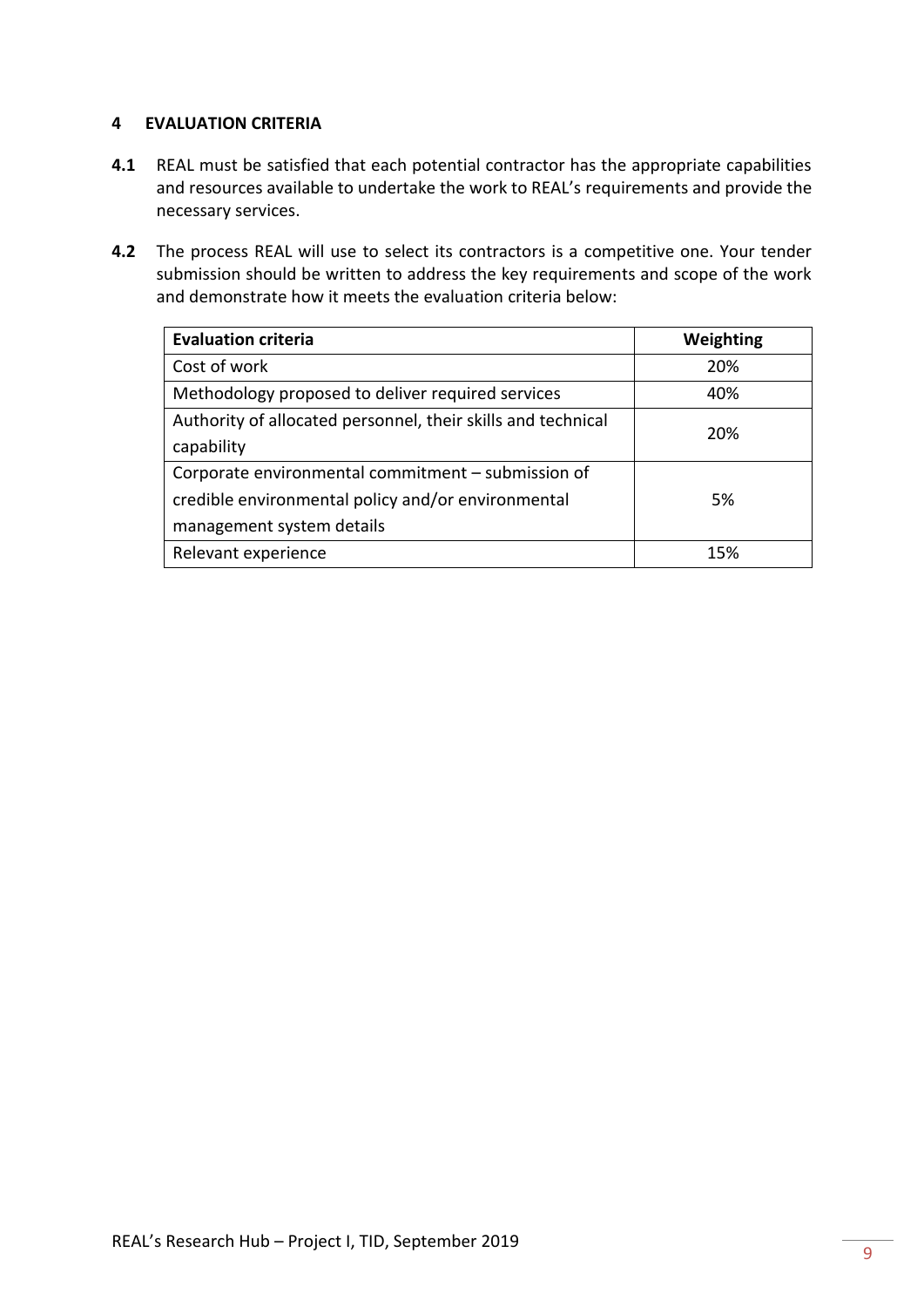## 4 EVALUATION CRITERIA

**4.1** REAL must be satisfied that each potential contractor has the appropriate capabilities and resources available to undertake the work to REAL's requirements and provide the necessary services.

**4.2** The process REAL will use to select its contractors is a competitive one. Your tender submission should be written to address the key requirements and scope of the work and demonstrate how it meets the evaluation criteria below:

| **Evaluation criteria** | **Weighting** |
|---|---|
| Cost of work | 20% |
| Methodology proposed to deliver required services | 40% |
| Authority of allocated personnel, their skills and technical capability | 20% |
| Corporate environmental commitment – submission of credible environmental policy and/or environmental management system details | 5% |
| Relevant experience | 15% |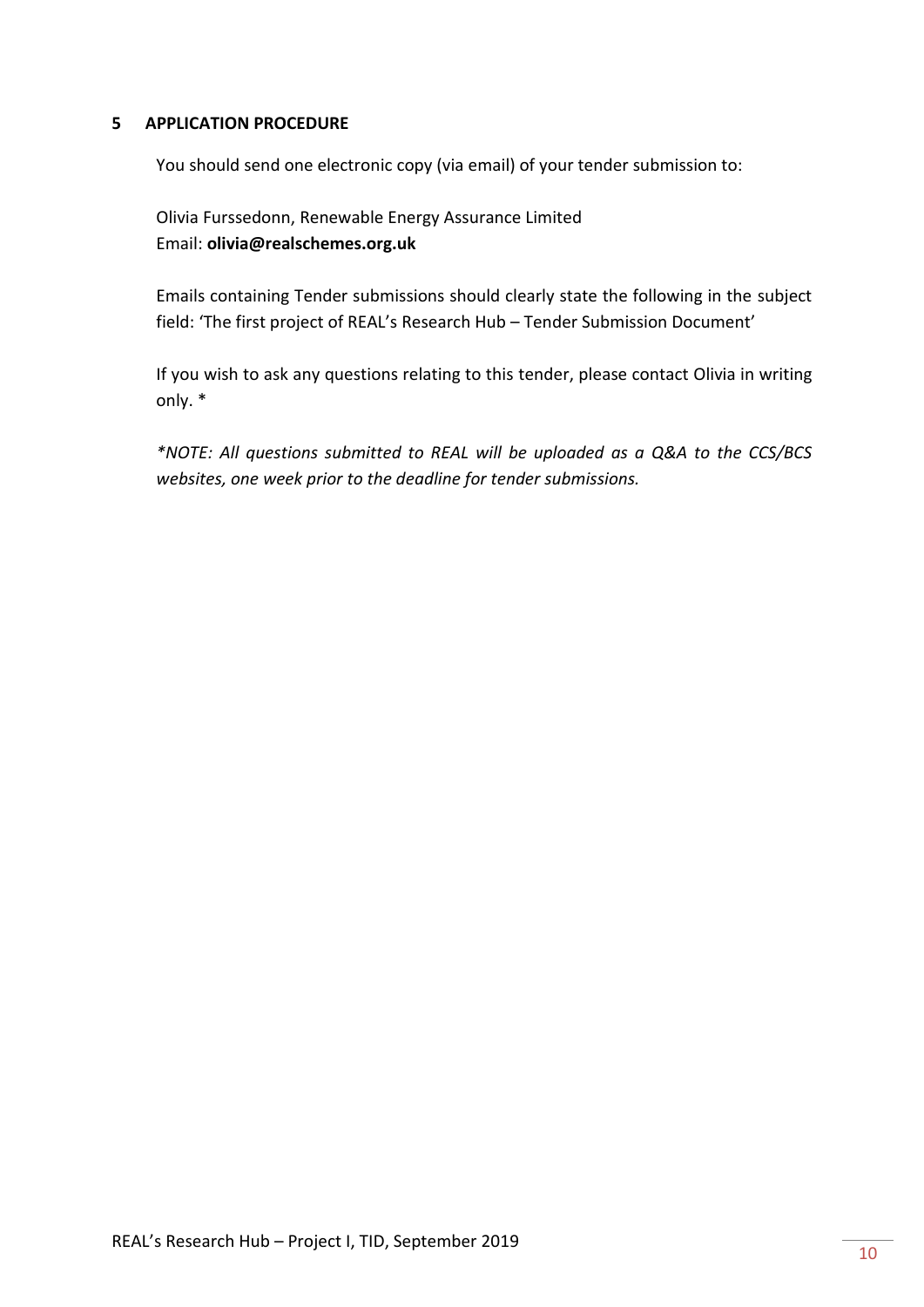## 5 APPLICATION PROCEDURE

You should send one electronic copy (via email) of your tender submission to:

Olivia Furssedonn, Renewable Energy Assurance Limited
Email: **olivia@realschemes.org.uk**

Emails containing Tender submissions should clearly state the following in the subject field: 'The first project of REAL's Research Hub – Tender Submission Document'

If you wish to ask any questions relating to this tender, please contact Olivia in writing only. *

*\*NOTE: All questions submitted to REAL will be uploaded as a Q&A to the CCS/BCS websites, one week prior to the deadline for tender submissions.*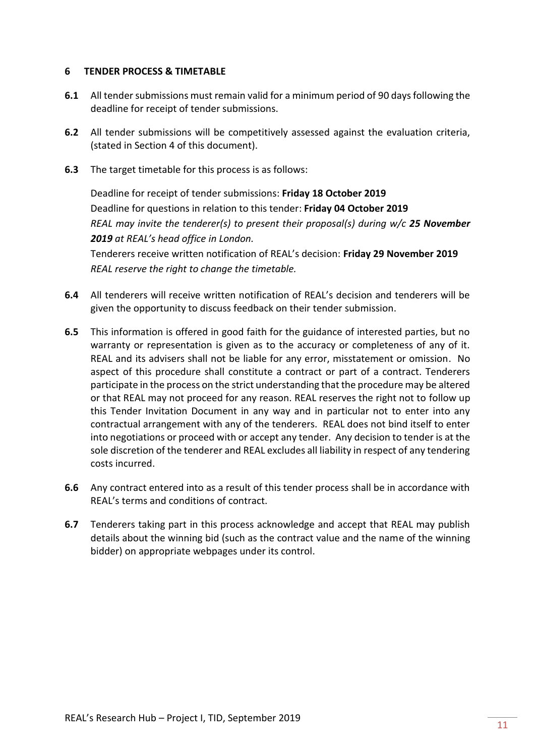## 6 TENDER PROCESS & TIMETABLE

**6.1** All tender submissions must remain valid for a minimum period of 90 days following the deadline for receipt of tender submissions.

**6.2** All tender submissions will be competitively assessed against the evaluation criteria, (stated in Section 4 of this document).

**6.3** The target timetable for this process is as follows:

Deadline for receipt of tender submissions: **Friday 18 October 2019**
Deadline for questions in relation to this tender: **Friday 04 October 2019**
*REAL may invite the tenderer(s) to present their proposal(s) during w/c* ***25 November 2019*** *at REAL's head office in London.*
Tenderers receive written notification of REAL's decision: **Friday 29 November 2019**
*REAL reserve the right to change the timetable.*

**6.4** All tenderers will receive written notification of REAL's decision and tenderers will be given the opportunity to discuss feedback on their tender submission.

**6.5** This information is offered in good faith for the guidance of interested parties, but no warranty or representation is given as to the accuracy or completeness of any of it. REAL and its advisers shall not be liable for any error, misstatement or omission. No aspect of this procedure shall constitute a contract or part of a contract. Tenderers participate in the process on the strict understanding that the procedure may be altered or that REAL may not proceed for any reason. REAL reserves the right not to follow up this Tender Invitation Document in any way and in particular not to enter into any contractual arrangement with any of the tenderers. REAL does not bind itself to enter into negotiations or proceed with or accept any tender. Any decision to tender is at the sole discretion of the tenderer and REAL excludes all liability in respect of any tendering costs incurred.

**6.6** Any contract entered into as a result of this tender process shall be in accordance with REAL's terms and conditions of contract.

**6.7** Tenderers taking part in this process acknowledge and accept that REAL may publish details about the winning bid (such as the contract value and the name of the winning bidder) on appropriate webpages under its control.